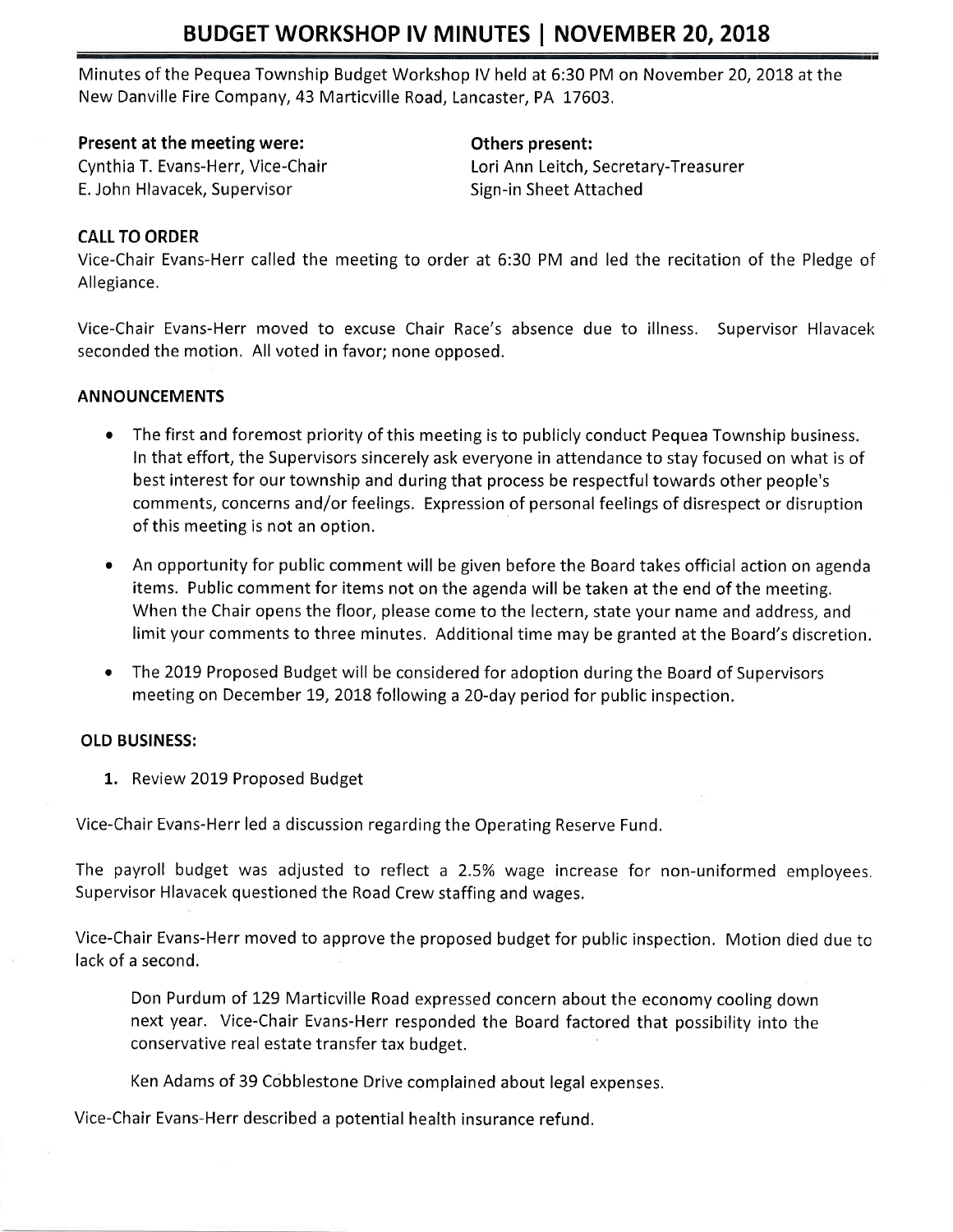# BUDGET WORKSHOP IV MINUTES | NOVEMBER 20, 2018

Minutes of the Pequea Township Budget Workshop IV held at 6:30 PM on November 20, 2018 at the New Danville Fire Company, 43 Marticville Road, Lancaster, PA 17603.

**Present at the meeting were:**
Cynthia T. Evans-Herr, Vice-Chair
E. John Hlavacek, Supervisor

**Others present:**
Lori Ann Leitch, Secretary-Treasurer
Sign-in Sheet Attached

**CALL TO ORDER**

Vice-Chair Evans-Herr called the meeting to order at 6:30 PM and led the recitation of the Pledge of Allegiance.

Vice-Chair Evans-Herr moved to excuse Chair Race's absence due to illness. Supervisor Hlavacek seconded the motion. All voted in favor; none opposed.

**ANNOUNCEMENTS**

- The first and foremost priority of this meeting is to publicly conduct Pequea Township business. In that effort, the Supervisors sincerely ask everyone in attendance to stay focused on what is of best interest for our township and during that process be respectful towards other people's comments, concerns and/or feelings. Expression of personal feelings of disrespect or disruption of this meeting is not an option.
- An opportunity for public comment will be given before the Board takes official action on agenda items. Public comment for items not on the agenda will be taken at the end of the meeting. When the Chair opens the floor, please come to the lectern, state your name and address, and limit your comments to three minutes. Additional time may be granted at the Board's discretion.
- The 2019 Proposed Budget will be considered for adoption during the Board of Supervisors meeting on December 19, 2018 following a 20-day period for public inspection.

**OLD BUSINESS:**

1. Review 2019 Proposed Budget

Vice-Chair Evans-Herr led a discussion regarding the Operating Reserve Fund.

The payroll budget was adjusted to reflect a 2.5% wage increase for non-uniformed employees. Supervisor Hlavacek questioned the Road Crew staffing and wages.

Vice-Chair Evans-Herr moved to approve the proposed budget for public inspection. Motion died due to lack of a second.

> Don Purdum of 129 Marticville Road expressed concern about the economy cooling down next year. Vice-Chair Evans-Herr responded the Board factored that possibility into the conservative real estate transfer tax budget.
>
> Ken Adams of 39 Cobblestone Drive complained about legal expenses.

Vice-Chair Evans-Herr described a potential health insurance refund.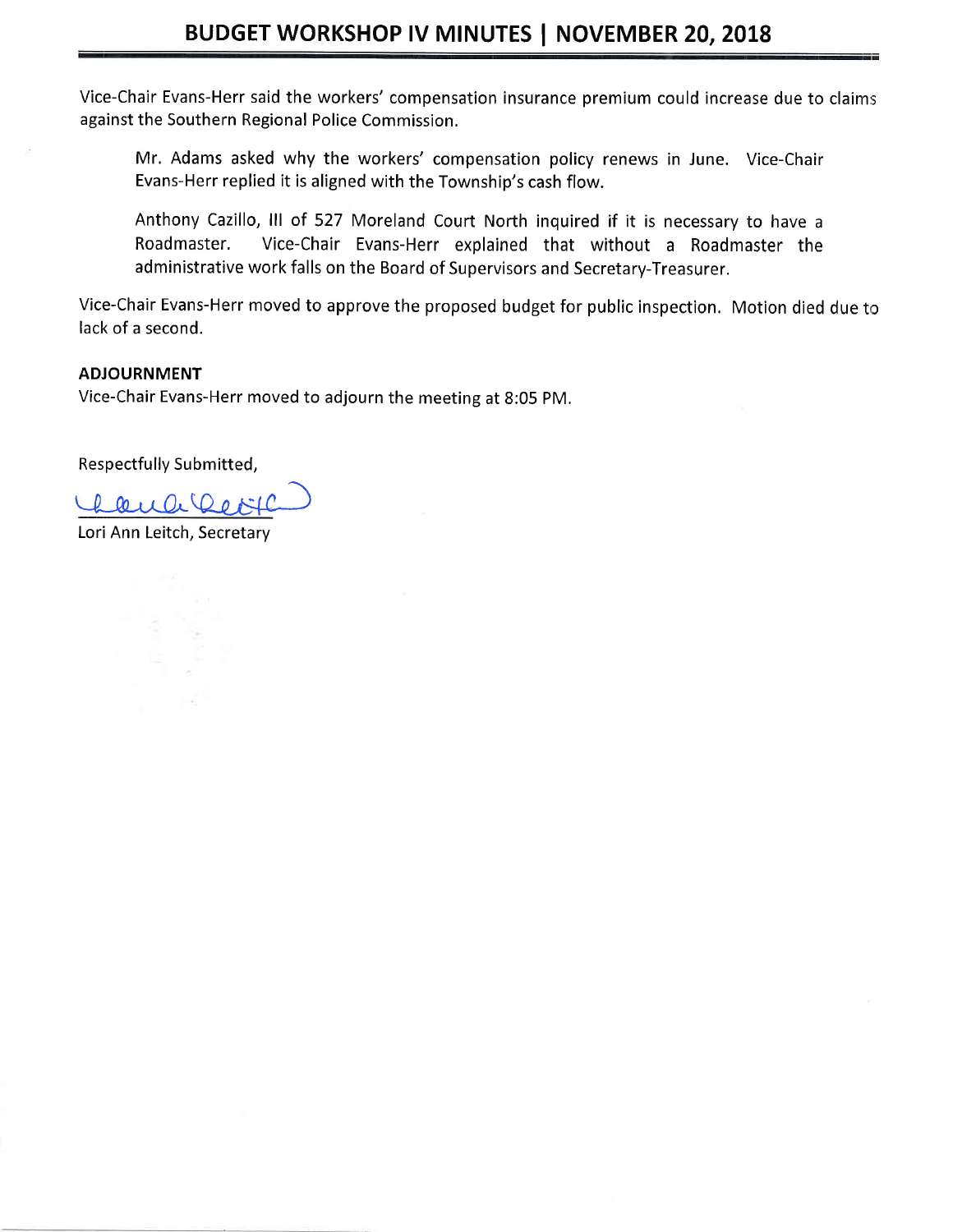Vice-Chair Evans-Herr said the workers' compensation insurance premium could increase due to claims against the Southern Regional Police Commission.

> Mr. Adams asked why the workers' compensation policy renews in June. Vice-Chair Evans-Herr replied it is aligned with the Township's cash flow.
>
> Anthony Cazillo, III of 527 Moreland Court North inquired if it is necessary to have a Roadmaster. Vice-Chair Evans-Herr explained that without a Roadmaster the administrative work falls on the Board of Supervisors and Secretary-Treasurer.

Vice-Chair Evans-Herr moved to approve the proposed budget for public inspection. Motion died due to lack of a second.

**ADJOURNMENT**

Vice-Chair Evans-Herr moved to adjourn the meeting at 8:05 PM.

Respectfully Submitted,

Lori Ann Leitch, Secretary